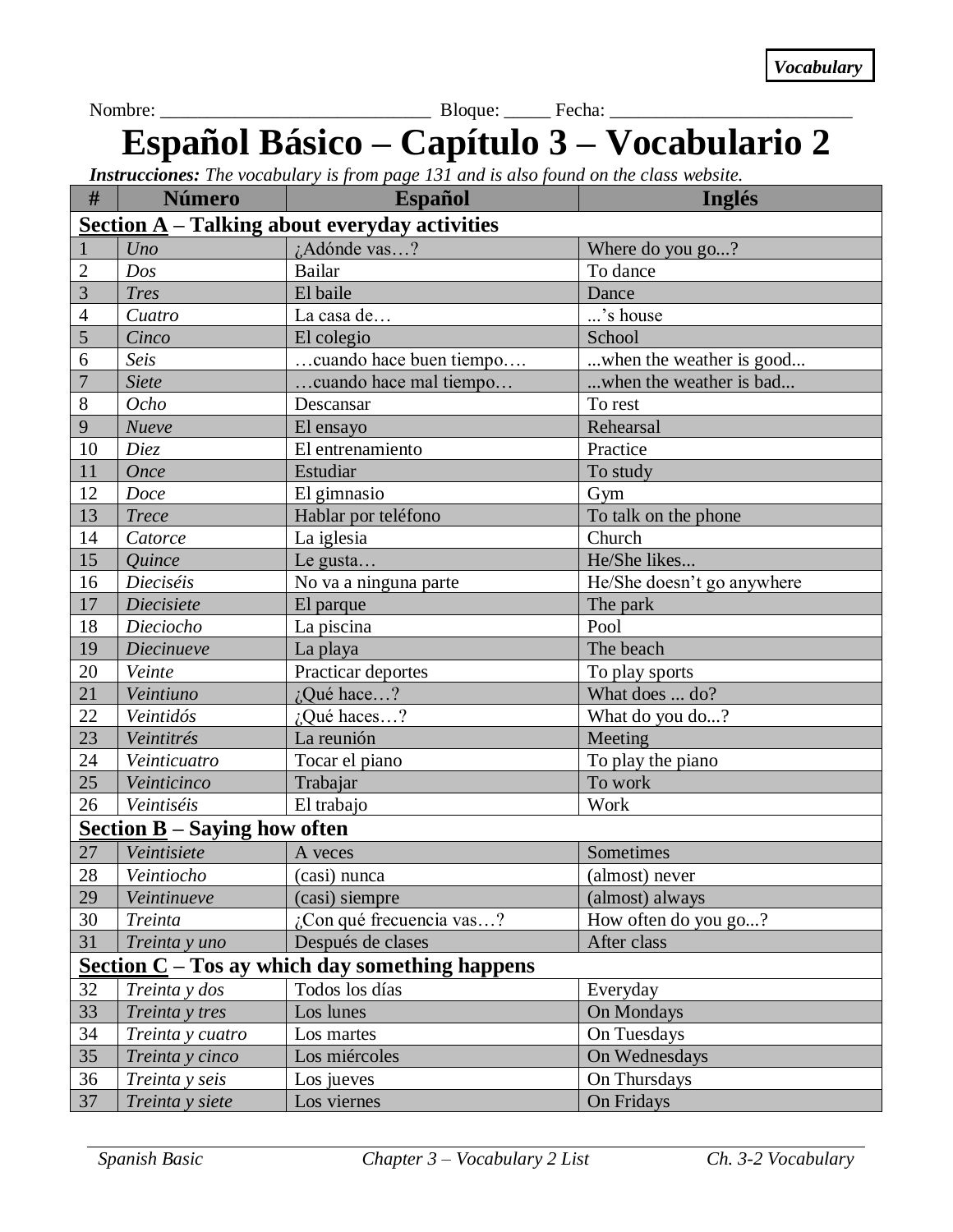**Vocabulary**

Nombre: ____________________________ Bloque: _____ Fecha: _________________________

# Español Básico – Capítulo 3 – Vocabulario 2

***Instrucciones:*** *The vocabulary is from page 131 and is also found on the class website.*

| # | Número | Español | Inglés |
|---|---|---|---|
| **Section A – Talking about everyday activities** | | | |
| 1 | *Uno* | ¿Adónde vas…? | Where do you go...? |
| 2 | *Dos* | Bailar | To dance |
| 3 | *Tres* | El baile | Dance |
| 4 | *Cuatro* | La casa de… | ...'s house |
| 5 | *Cinco* | El colegio | School |
| 6 | *Seis* | …cuando hace buen tiempo…. | ...when the weather is good... |
| 7 | *Siete* | …cuando hace mal tiempo… | ...when the weather is bad... |
| 8 | *Ocho* | Descansar | To rest |
| 9 | *Nueve* | El ensayo | Rehearsal |
| 10 | *Diez* | El entrenamiento | Practice |
| 11 | *Once* | Estudiar | To study |
| 12 | *Doce* | El gimnasio | Gym |
| 13 | *Trece* | Hablar por teléfono | To talk on the phone |
| 14 | *Catorce* | La iglesia | Church |
| 15 | *Quince* | Le gusta… | He/She likes... |
| 16 | *Dieciséis* | No va a ninguna parte | He/She doesn't go anywhere |
| 17 | *Diecisiete* | El parque | The park |
| 18 | *Dieciocho* | La piscina | Pool |
| 19 | *Diecinueve* | La playa | The beach |
| 20 | *Veinte* | Practicar deportes | To play sports |
| 21 | *Veintiuno* | ¿Qué hace…? | What does ... do? |
| 22 | *Veintidós* | ¿Qué haces…? | What do you do...? |
| 23 | *Veintitrés* | La reunión | Meeting |
| 24 | *Veinticuatro* | Tocar el piano | To play the piano |
| 25 | *Veinticinco* | Trabajar | To work |
| 26 | *Veintiséis* | El trabajo | Work |
| **Section B – Saying how often** | | | |
| 27 | *Veintisiete* | A veces | Sometimes |
| 28 | *Veintiocho* | (casi) nunca | (almost) never |
| 29 | *Veintinueve* | (casi) siempre | (almost) always |
| 30 | *Treinta* | ¿Con qué frecuencia vas…? | How often do you go...? |
| 31 | *Treinta y uno* | Después de clases | After class |
| **Section C – Tos ay which day something happens** | | | |
| 32 | *Treinta y dos* | Todos los días | Everyday |
| 33 | *Treinta y tres* | Los lunes | On Mondays |
| 34 | *Treinta y cuatro* | Los martes | On Tuesdays |
| 35 | *Treinta y cinco* | Los miércoles | On Wednesdays |
| 36 | *Treinta y seis* | Los jueves | On Thursdays |
| 37 | *Treinta y siete* | Los viernes | On Fridays |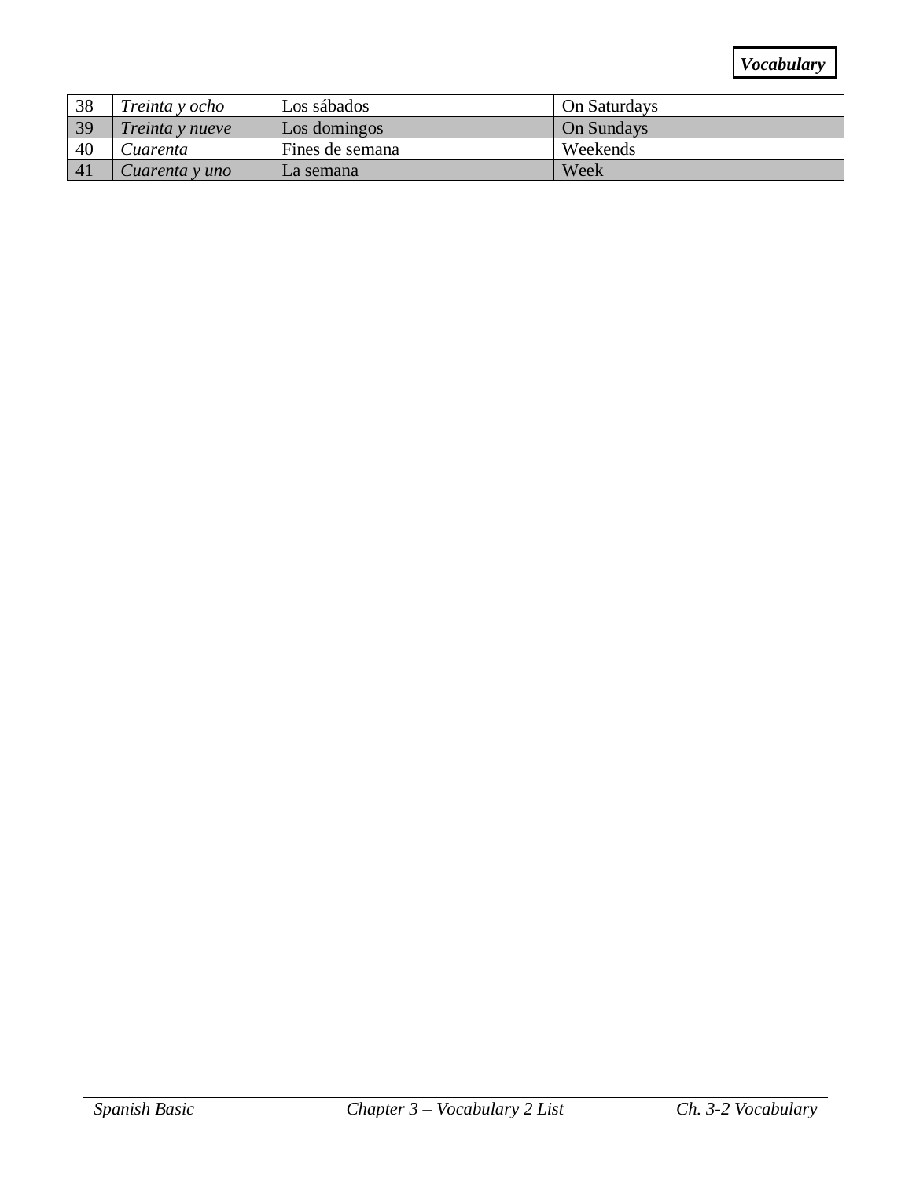***Vocabulary***

| | | | |
|---|---|---|---|
| 38 | *Treinta y ocho* | Los sábados | On Saturdays |
| 39 | *Treinta y nueve* | Los domingos | On Sundays |
| 40 | *Cuarenta* | Fines de semana | Weekends |
| 41 | *Cuarenta y uno* | La semana | Week |